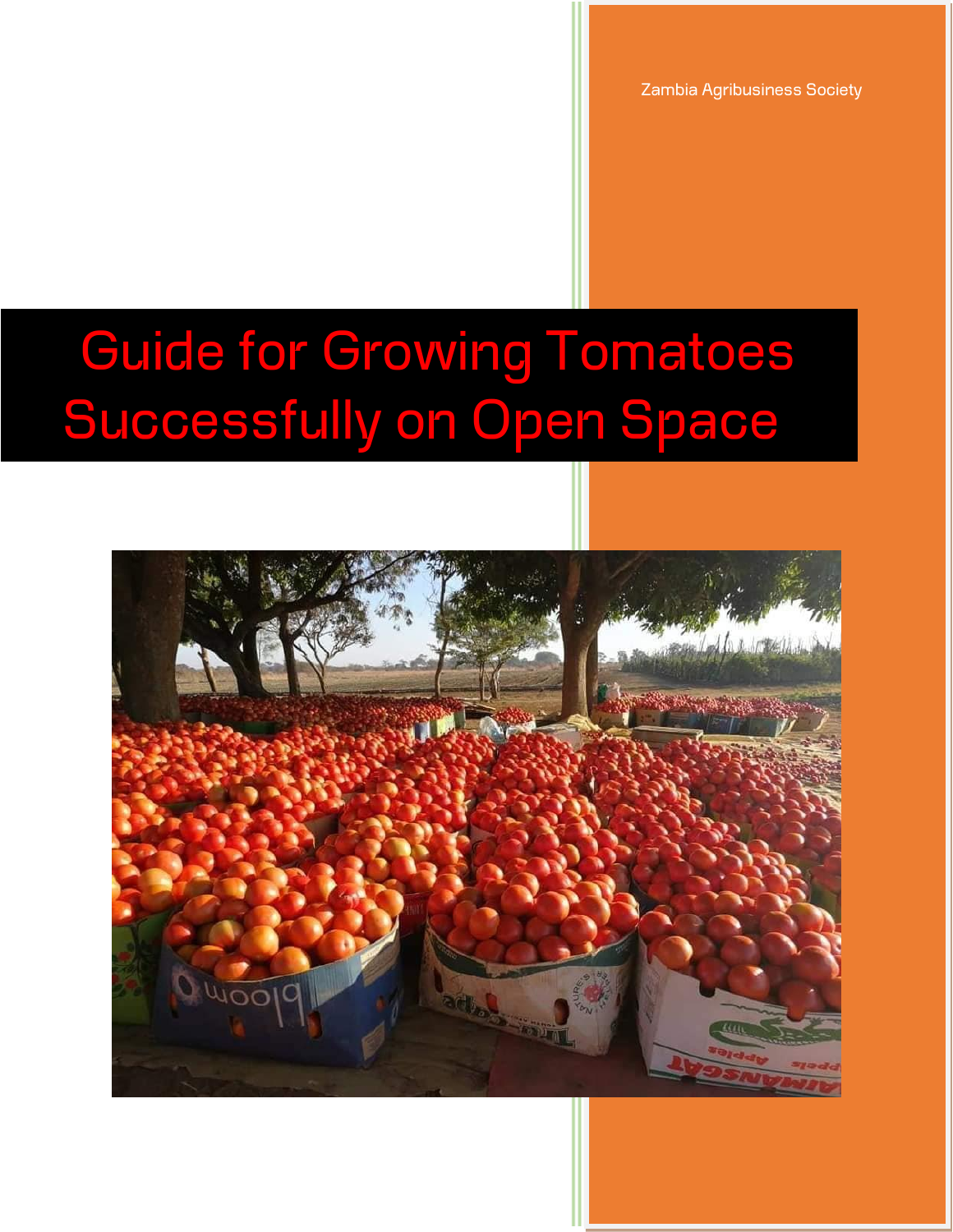Zambia Agribusiness Society

# Guide for Growing Tomatoes Successfully on Open Space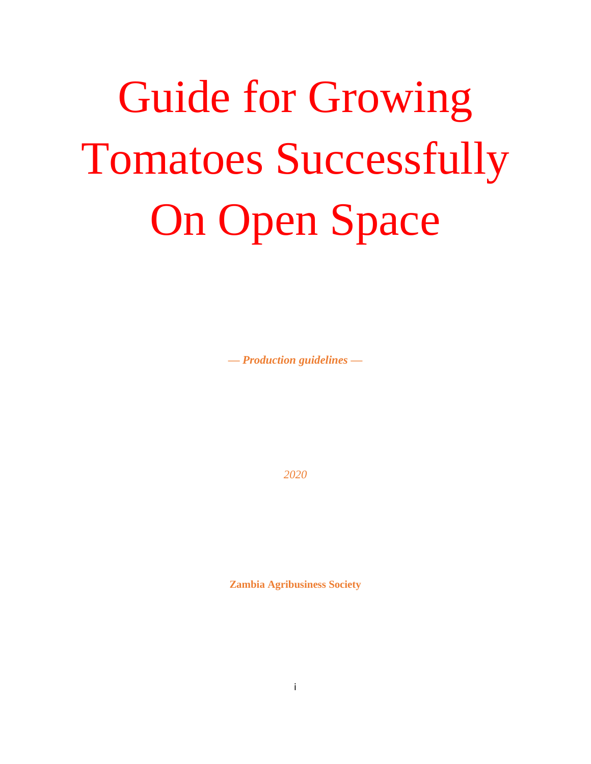# Guide for Growing Tomatoes Successfully On Open Space

***— Production guidelines —***

*2020*

**Zambia Agribusiness Society**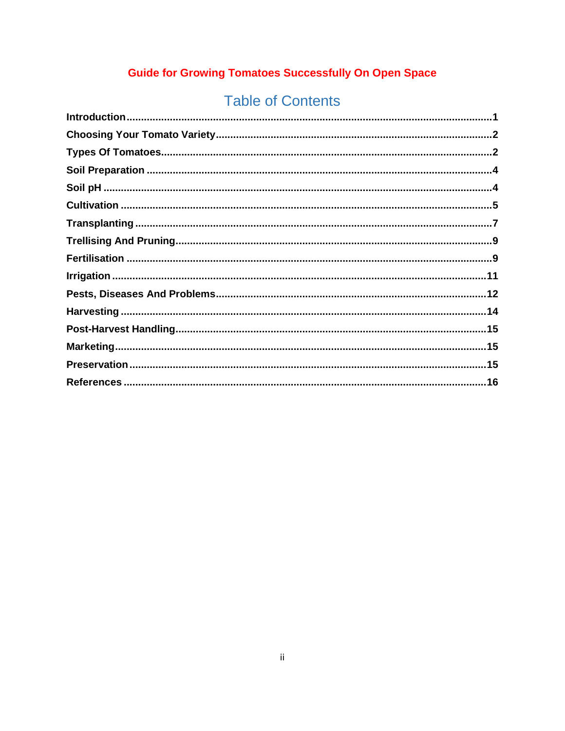**Guide for Growing Tomatoes Successfully On Open Space**

# Table of Contents

**Introduction** ........................................................................ 1
**Choosing Your Tomato Variety** ........................................... 2
**Types Of Tomatoes** ............................................................... 2
**Soil Preparation** .................................................................... 4
**Soil pH** ................................................................................. 4
**Cultivation** ............................................................................ 5
**Transplanting** ........................................................................ 7
**Trellising And Pruning** .......................................................... 9
**Fertilisation** ........................................................................... 9
**Irrigation** ............................................................................. 11
**Pests, Diseases And Problems** ........................................... 12
**Harvesting** ........................................................................... 14
**Post-Harvest Handling** ......................................................... 15
**Marketing** ............................................................................. 15
**Preservation** ......................................................................... 15
**References** ........................................................................... 16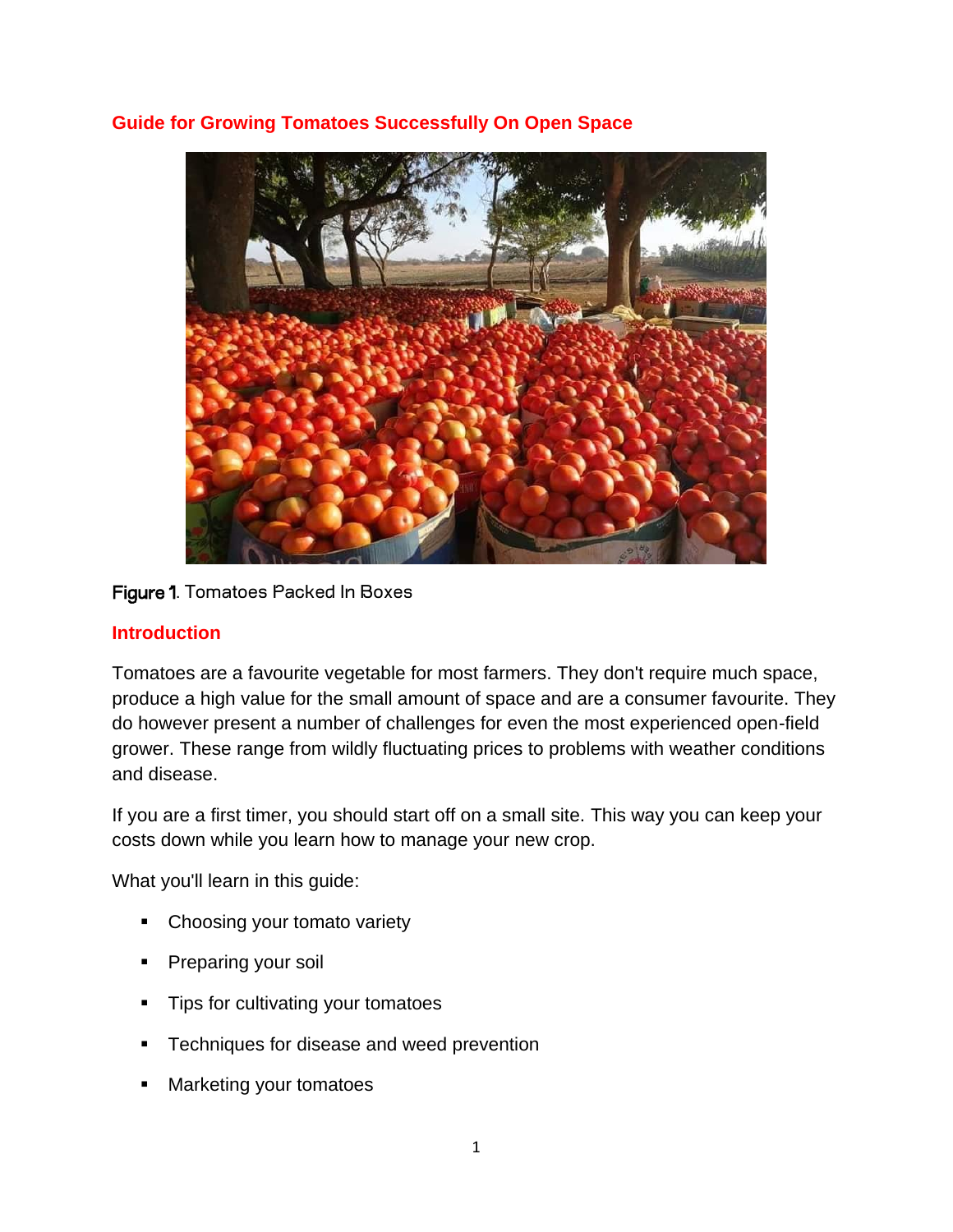# Guide for Growing Tomatoes Successfully On Open Space

**Figure 1**. Tomatoes Packed In Boxes

## Introduction

Tomatoes are a favourite vegetable for most farmers. They don't require much space, produce a high value for the small amount of space and are a consumer favourite. They do however present a number of challenges for even the most experienced open-field grower. These range from wildly fluctuating prices to problems with weather conditions and disease.

If you are a first timer, you should start off on a small site. This way you can keep your costs down while you learn how to manage your new crop.

What you'll learn in this guide:

- Choosing your tomato variety
- Preparing your soil
- Tips for cultivating your tomatoes
- Techniques for disease and weed prevention
- Marketing your tomatoes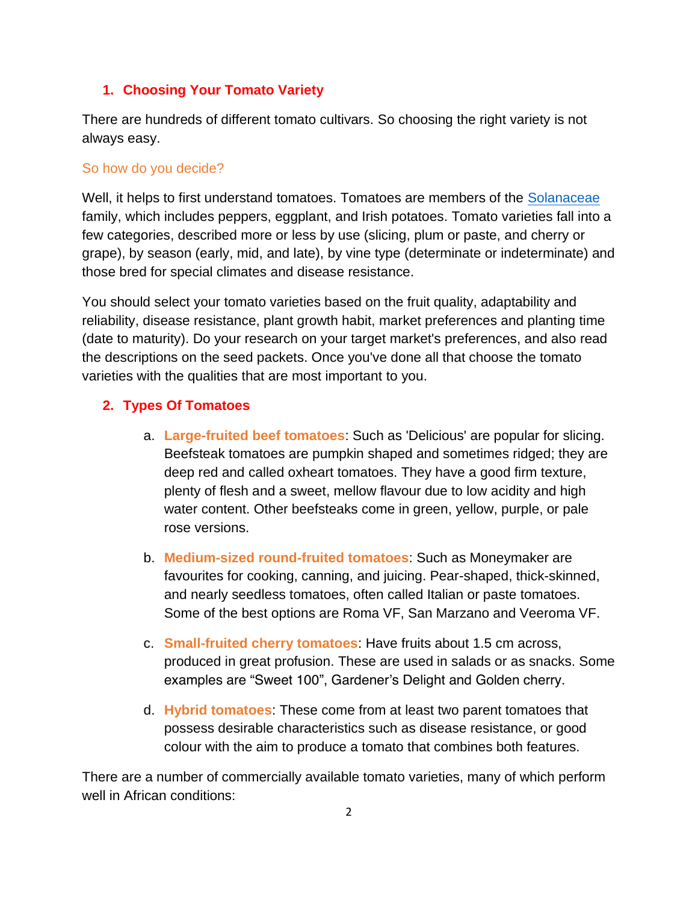## 1. Choosing Your Tomato Variety

There are hundreds of different tomato cultivars. So choosing the right variety is not always easy.

### So how do you decide?

Well, it helps to first understand tomatoes. Tomatoes are members of the [Solanaceae](Solanaceae) family, which includes peppers, eggplant, and Irish potatoes. Tomato varieties fall into a few categories, described more or less by use (slicing, plum or paste, and cherry or grape), by season (early, mid, and late), by vine type (determinate or indeterminate) and those bred for special climates and disease resistance.

You should select your tomato varieties based on the fruit quality, adaptability and reliability, disease resistance, plant growth habit, market preferences and planting time (date to maturity). Do your research on your target market's preferences, and also read the descriptions on the seed packets. Once you've done all that choose the tomato varieties with the qualities that are most important to you.

## 2. Types Of Tomatoes

a. **Large-fruited beef tomatoes**: Such as 'Delicious' are popular for slicing. Beefsteak tomatoes are pumpkin shaped and sometimes ridged; they are deep red and called oxheart tomatoes. They have a good firm texture, plenty of flesh and a sweet, mellow flavour due to low acidity and high water content. Other beefsteaks come in green, yellow, purple, or pale rose versions.

b. **Medium-sized round-fruited tomatoes**: Such as Moneymaker are favourites for cooking, canning, and juicing. Pear-shaped, thick-skinned, and nearly seedless tomatoes, often called Italian or paste tomatoes. Some of the best options are Roma VF, San Marzano and Veeroma VF.

c. **Small-fruited cherry tomatoes**: Have fruits about 1.5 cm across, produced in great profusion. These are used in salads or as snacks. Some examples are "Sweet 100", Gardener's Delight and Golden cherry.

d. **Hybrid tomatoes**: These come from at least two parent tomatoes that possess desirable characteristics such as disease resistance, or good colour with the aim to produce a tomato that combines both features.

There are a number of commercially available tomato varieties, many of which perform well in African conditions: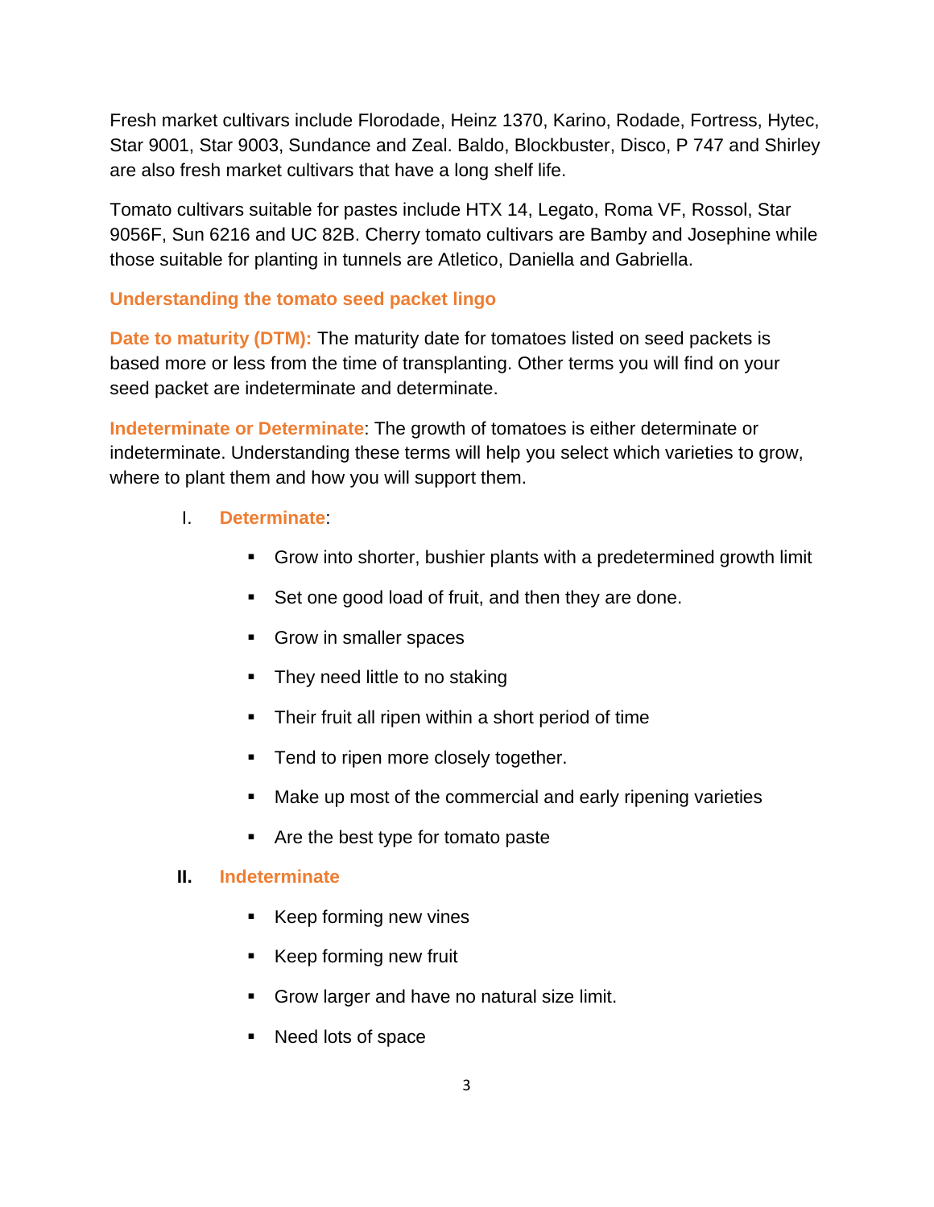Fresh market cultivars include Florodade, Heinz 1370, Karino, Rodade, Fortress, Hytec, Star 9001, Star 9003, Sundance and Zeal. Baldo, Blockbuster, Disco, P 747 and Shirley are also fresh market cultivars that have a long shelf life.

Tomato cultivars suitable for pastes include HTX 14, Legato, Roma VF, Rossol, Star 9056F, Sun 6216 and UC 82B. Cherry tomato cultivars are Bamby and Josephine while those suitable for planting in tunnels are Atletico, Daniella and Gabriella.

### Understanding the tomato seed packet lingo

**Date to maturity (DTM):** The maturity date for tomatoes listed on seed packets is based more or less from the time of transplanting. Other terms you will find on your seed packet are indeterminate and determinate.

**Indeterminate or Determinate**: The growth of tomatoes is either determinate or indeterminate. Understanding these terms will help you select which varieties to grow, where to plant them and how you will support them.

I. **Determinate**:

- Grow into shorter, bushier plants with a predetermined growth limit
- Set one good load of fruit, and then they are done.
- Grow in smaller spaces
- They need little to no staking
- Their fruit all ripen within a short period of time
- Tend to ripen more closely together.
- Make up most of the commercial and early ripening varieties
- Are the best type for tomato paste

II. **Indeterminate**

- Keep forming new vines
- Keep forming new fruit
- Grow larger and have no natural size limit.
- Need lots of space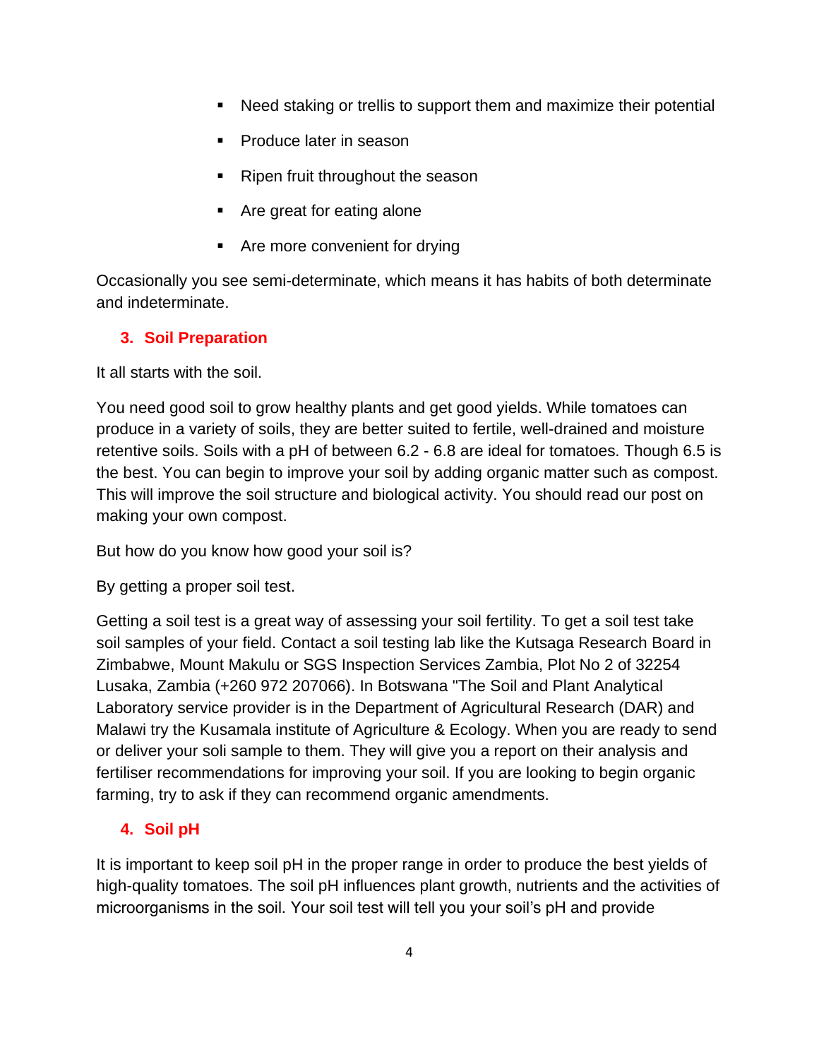- Need staking or trellis to support them and maximize their potential
- Produce later in season
- Ripen fruit throughout the season
- Are great for eating alone
- Are more convenient for drying

Occasionally you see semi-determinate, which means it has habits of both determinate and indeterminate.

## 3. Soil Preparation

It all starts with the soil.

You need good soil to grow healthy plants and get good yields. While tomatoes can produce in a variety of soils, they are better suited to fertile, well-drained and moisture retentive soils. Soils with a pH of between 6.2 - 6.8 are ideal for tomatoes. Though 6.5 is the best. You can begin to improve your soil by adding organic matter such as compost. This will improve the soil structure and biological activity. You should read our post on making your own compost.

But how do you know how good your soil is?

By getting a proper soil test.

Getting a soil test is a great way of assessing your soil fertility. To get a soil test take soil samples of your field. Contact a soil testing lab like the Kutsaga Research Board in Zimbabwe, Mount Makulu or SGS Inspection Services Zambia, Plot No 2 of 32254 Lusaka, Zambia (+260 972 207066). In Botswana "The Soil and Plant Analytical Laboratory service provider is in the Department of Agricultural Research (DAR) and Malawi try the Kusamala institute of Agriculture & Ecology. When you are ready to send or deliver your soli sample to them. They will give you a report on their analysis and fertiliser recommendations for improving your soil. If you are looking to begin organic farming, try to ask if they can recommend organic amendments.

## 4. Soil pH

It is important to keep soil pH in the proper range in order to produce the best yields of high-quality tomatoes. The soil pH influences plant growth, nutrients and the activities of microorganisms in the soil. Your soil test will tell you your soil's pH and provide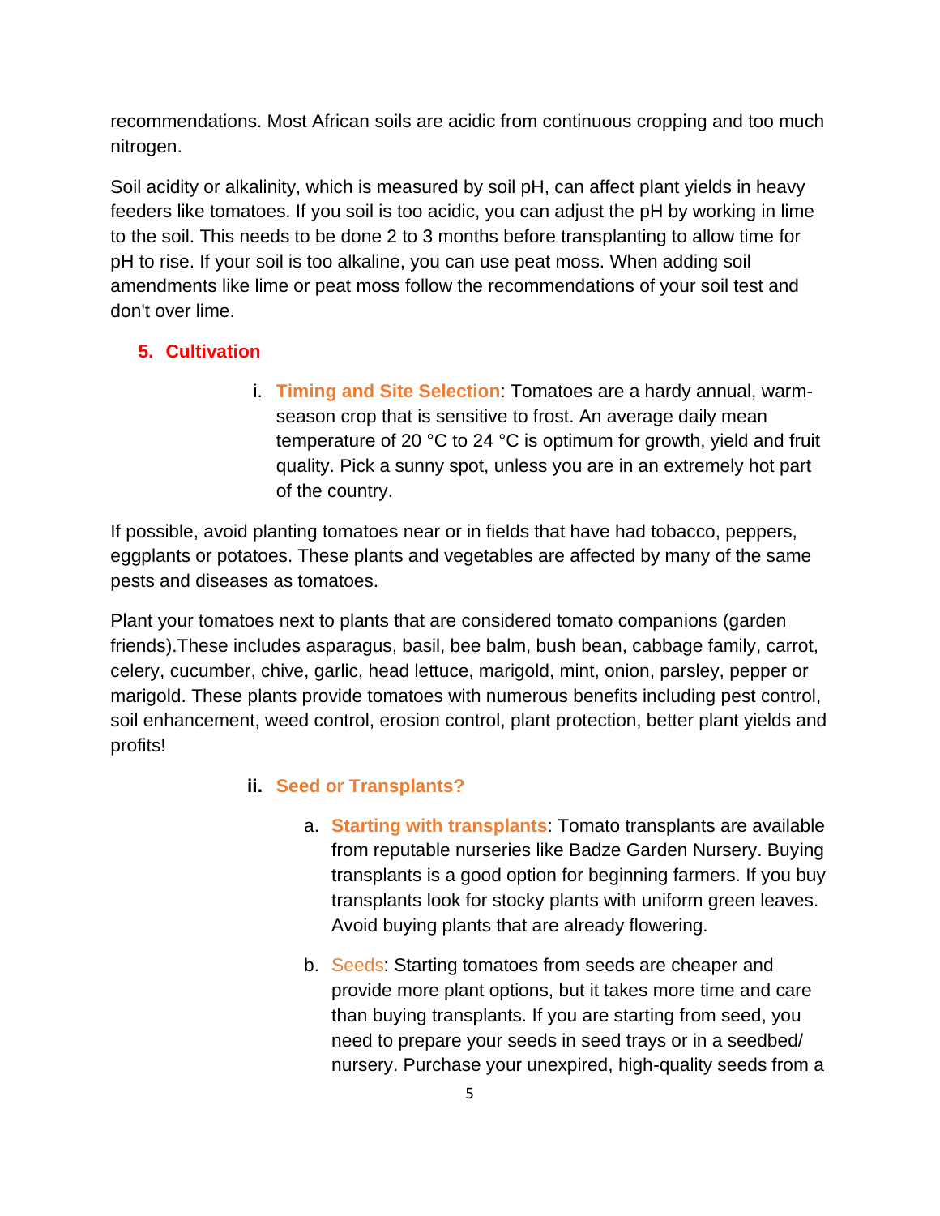recommendations. Most African soils are acidic from continuous cropping and too much nitrogen.

Soil acidity or alkalinity, which is measured by soil pH, can affect plant yields in heavy feeders like tomatoes. If you soil is too acidic, you can adjust the pH by working in lime to the soil. This needs to be done 2 to 3 months before transplanting to allow time for pH to rise. If your soil is too alkaline, you can use peat moss. When adding soil amendments like lime or peat moss follow the recommendations of your soil test and don't over lime.

## 5. Cultivation

i. **Timing and Site Selection**: Tomatoes are a hardy annual, warm-season crop that is sensitive to frost. An average daily mean temperature of 20 °C to 24 °C is optimum for growth, yield and fruit quality. Pick a sunny spot, unless you are in an extremely hot part of the country.

If possible, avoid planting tomatoes near or in fields that have had tobacco, peppers, eggplants or potatoes. These plants and vegetables are affected by many of the same pests and diseases as tomatoes.

Plant your tomatoes next to plants that are considered tomato companions (garden friends).These includes asparagus, basil, bee balm, bush bean, cabbage family, carrot, celery, cucumber, chive, garlic, head lettuce, marigold, mint, onion, parsley, pepper or marigold. These plants provide tomatoes with numerous benefits including pest control, soil enhancement, weed control, erosion control, plant protection, better plant yields and profits!

### ii. Seed or Transplants?

a. **Starting with transplants**: Tomato transplants are available from reputable nurseries like Badze Garden Nursery. Buying transplants is a good option for beginning farmers. If you buy transplants look for stocky plants with uniform green leaves. Avoid buying plants that are already flowering.

b. Seeds: Starting tomatoes from seeds are cheaper and provide more plant options, but it takes more time and care than buying transplants. If you are starting from seed, you need to prepare your seeds in seed trays or in a seedbed/ nursery. Purchase your unexpired, high-quality seeds from a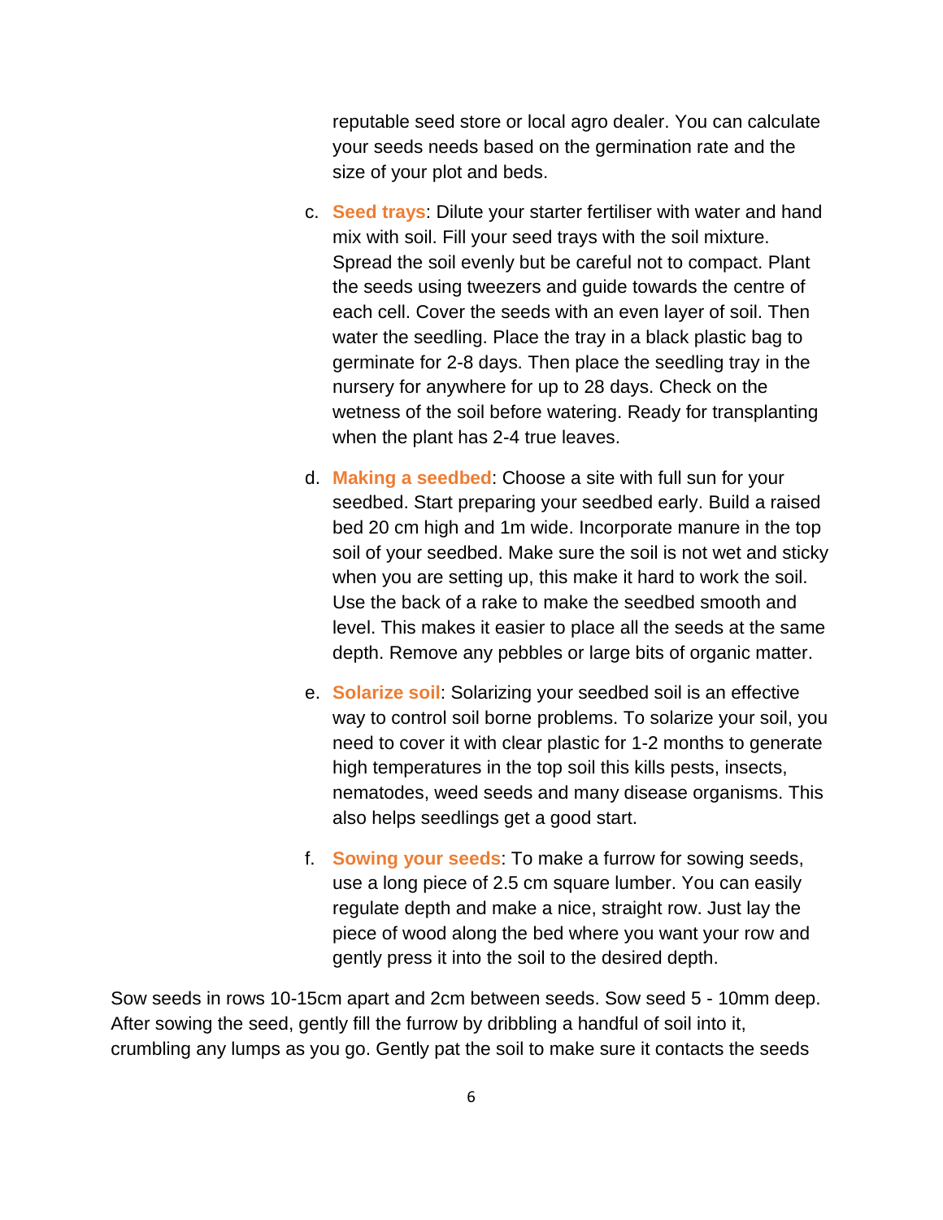reputable seed store or local agro dealer. You can calculate your seeds needs based on the germination rate and the size of your plot and beds.

c. **Seed trays**: Dilute your starter fertiliser with water and hand mix with soil. Fill your seed trays with the soil mixture. Spread the soil evenly but be careful not to compact. Plant the seeds using tweezers and guide towards the centre of each cell. Cover the seeds with an even layer of soil. Then water the seedling. Place the tray in a black plastic bag to germinate for 2-8 days. Then place the seedling tray in the nursery for anywhere for up to 28 days. Check on the wetness of the soil before watering. Ready for transplanting when the plant has 2-4 true leaves.

d. **Making a seedbed**: Choose a site with full sun for your seedbed. Start preparing your seedbed early. Build a raised bed 20 cm high and 1m wide. Incorporate manure in the top soil of your seedbed. Make sure the soil is not wet and sticky when you are setting up, this make it hard to work the soil. Use the back of a rake to make the seedbed smooth and level. This makes it easier to place all the seeds at the same depth. Remove any pebbles or large bits of organic matter.

e. **Solarize soil**: Solarizing your seedbed soil is an effective way to control soil borne problems. To solarize your soil, you need to cover it with clear plastic for 1-2 months to generate high temperatures in the top soil this kills pests, insects, nematodes, weed seeds and many disease organisms. This also helps seedlings get a good start.

f. **Sowing your seeds**: To make a furrow for sowing seeds, use a long piece of 2.5 cm square lumber. You can easily regulate depth and make a nice, straight row. Just lay the piece of wood along the bed where you want your row and gently press it into the soil to the desired depth.

Sow seeds in rows 10-15cm apart and 2cm between seeds. Sow seed 5 - 10mm deep. After sowing the seed, gently fill the furrow by dribbling a handful of soil into it, crumbling any lumps as you go. Gently pat the soil to make sure it contacts the seeds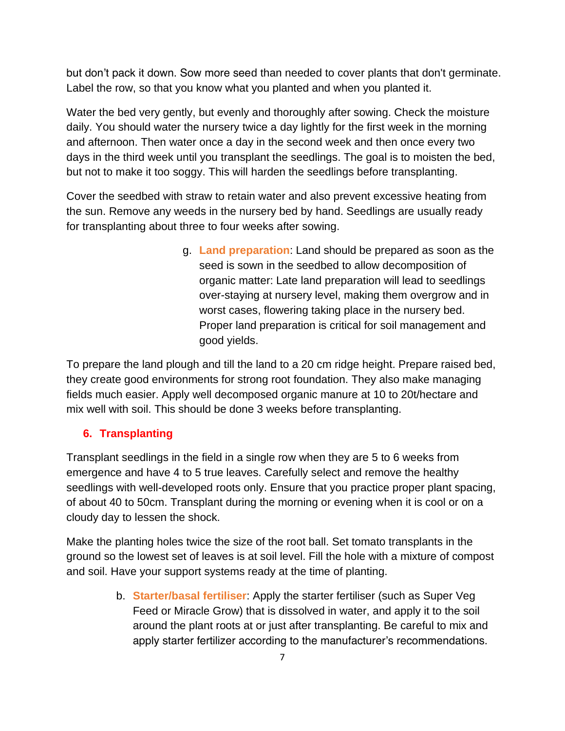but don't pack it down. Sow more seed than needed to cover plants that don't germinate. Label the row, so that you know what you planted and when you planted it.

Water the bed very gently, but evenly and thoroughly after sowing. Check the moisture daily. You should water the nursery twice a day lightly for the first week in the morning and afternoon. Then water once a day in the second week and then once every two days in the third week until you transplant the seedlings. The goal is to moisten the bed, but not to make it too soggy. This will harden the seedlings before transplanting.

Cover the seedbed with straw to retain water and also prevent excessive heating from the sun. Remove any weeds in the nursery bed by hand. Seedlings are usually ready for transplanting about three to four weeks after sowing.

g. **Land preparation**: Land should be prepared as soon as the seed is sown in the seedbed to allow decomposition of organic matter: Late land preparation will lead to seedlings over-staying at nursery level, making them overgrow and in worst cases, flowering taking place in the nursery bed. Proper land preparation is critical for soil management and good yields.

To prepare the land plough and till the land to a 20 cm ridge height. Prepare raised bed, they create good environments for strong root foundation. They also make managing fields much easier. Apply well decomposed organic manure at 10 to 20t/hectare and mix well with soil. This should be done 3 weeks before transplanting.

## 6. Transplanting

Transplant seedlings in the field in a single row when they are 5 to 6 weeks from emergence and have 4 to 5 true leaves. Carefully select and remove the healthy seedlings with well-developed roots only. Ensure that you practice proper plant spacing, of about 40 to 50cm. Transplant during the morning or evening when it is cool or on a cloudy day to lessen the shock.

Make the planting holes twice the size of the root ball. Set tomato transplants in the ground so the lowest set of leaves is at soil level. Fill the hole with a mixture of compost and soil. Have your support systems ready at the time of planting.

b. **Starter/basal fertiliser**: Apply the starter fertiliser (such as Super Veg Feed or Miracle Grow) that is dissolved in water, and apply it to the soil around the plant roots at or just after transplanting. Be careful to mix and apply starter fertilizer according to the manufacturer's recommendations.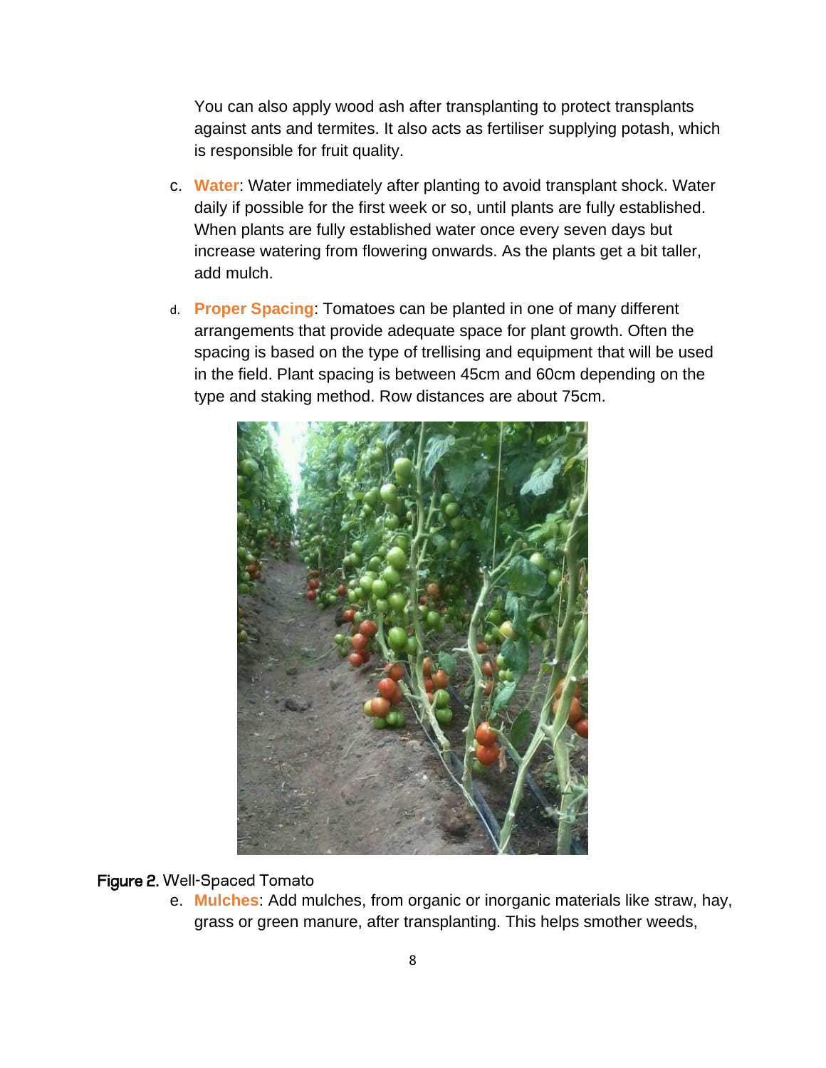You can also apply wood ash after transplanting to protect transplants against ants and termites. It also acts as fertiliser supplying potash, which is responsible for fruit quality.

c. **Water**: Water immediately after planting to avoid transplant shock. Water daily if possible for the first week or so, until plants are fully established. When plants are fully established water once every seven days but increase watering from flowering onwards. As the plants get a bit taller, add mulch.

d. **Proper Spacing**: Tomatoes can be planted in one of many different arrangements that provide adequate space for plant growth. Often the spacing is based on the type of trellising and equipment that will be used in the field. Plant spacing is between 45cm and 60cm depending on the type and staking method. Row distances are about 75cm.

**Figure 2.** Well-Spaced Tomato

e. **Mulches**: Add mulches, from organic or inorganic materials like straw, hay, grass or green manure, after transplanting. This helps smother weeds,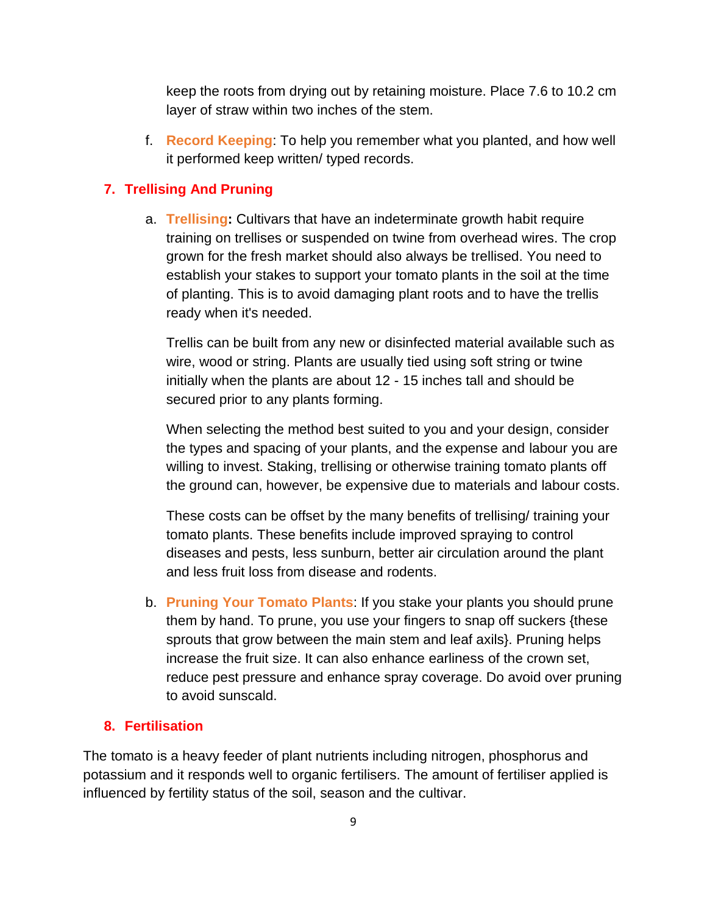keep the roots from drying out by retaining moisture. Place 7.6 to 10.2 cm layer of straw within two inches of the stem.

f. **Record Keeping**: To help you remember what you planted, and how well it performed keep written/ typed records.

## 7. Trellising And Pruning

a. **Trellising:** Cultivars that have an indeterminate growth habit require training on trellises or suspended on twine from overhead wires. The crop grown for the fresh market should also always be trellised. You need to establish your stakes to support your tomato plants in the soil at the time of planting. This is to avoid damaging plant roots and to have the trellis ready when it's needed.

   Trellis can be built from any new or disinfected material available such as wire, wood or string. Plants are usually tied using soft string or twine initially when the plants are about 12 - 15 inches tall and should be secured prior to any plants forming.

   When selecting the method best suited to you and your design, consider the types and spacing of your plants, and the expense and labour you are willing to invest. Staking, trellising or otherwise training tomato plants off the ground can, however, be expensive due to materials and labour costs.

   These costs can be offset by the many benefits of trellising/ training your tomato plants. These benefits include improved spraying to control diseases and pests, less sunburn, better air circulation around the plant and less fruit loss from disease and rodents.

b. **Pruning Your Tomato Plants**: If you stake your plants you should prune them by hand. To prune, you use your fingers to snap off suckers {these sprouts that grow between the main stem and leaf axils}. Pruning helps increase the fruit size. It can also enhance earliness of the crown set, reduce pest pressure and enhance spray coverage. Do avoid over pruning to avoid sunscald.

## 8. Fertilisation

The tomato is a heavy feeder of plant nutrients including nitrogen, phosphorus and potassium and it responds well to organic fertilisers. The amount of fertiliser applied is influenced by fertility status of the soil, season and the cultivar.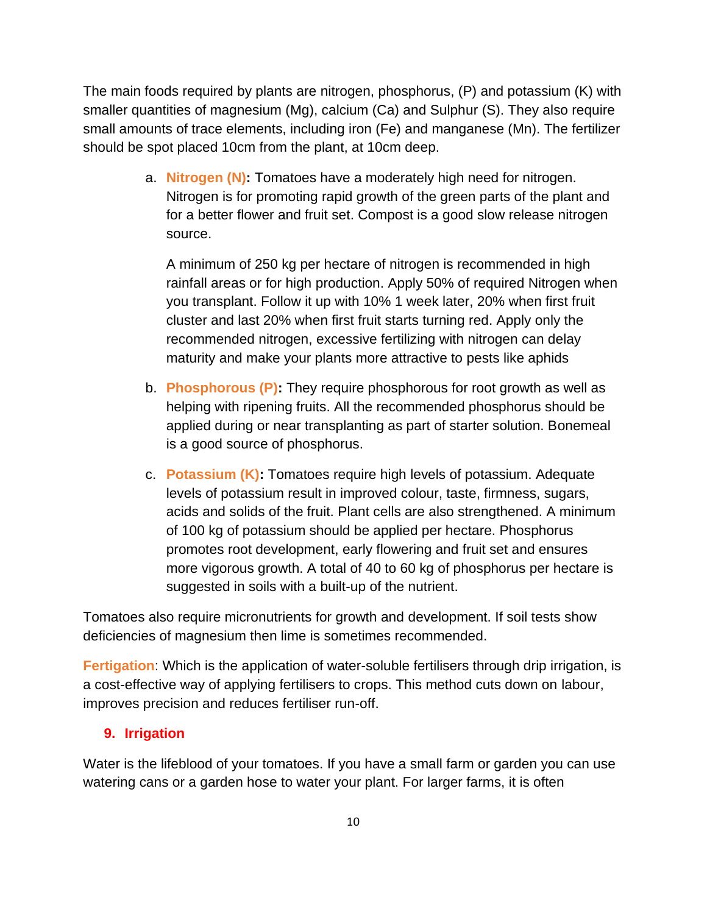The main foods required by plants are nitrogen, phosphorus, (P) and potassium (K) with smaller quantities of magnesium (Mg), calcium (Ca) and Sulphur (S). They also require small amounts of trace elements, including iron (Fe) and manganese (Mn). The fertilizer should be spot placed 10cm from the plant, at 10cm deep.

a. **Nitrogen (N):** Tomatoes have a moderately high need for nitrogen. Nitrogen is for promoting rapid growth of the green parts of the plant and for a better flower and fruit set. Compost is a good slow release nitrogen source.

   A minimum of 250 kg per hectare of nitrogen is recommended in high rainfall areas or for high production. Apply 50% of required Nitrogen when you transplant. Follow it up with 10% 1 week later, 20% when first fruit cluster and last 20% when first fruit starts turning red. Apply only the recommended nitrogen, excessive fertilizing with nitrogen can delay maturity and make your plants more attractive to pests like aphids

b. **Phosphorous (P):** They require phosphorous for root growth as well as helping with ripening fruits. All the recommended phosphorus should be applied during or near transplanting as part of starter solution. Bonemeal is a good source of phosphorus.

c. **Potassium (K):** Tomatoes require high levels of potassium. Adequate levels of potassium result in improved colour, taste, firmness, sugars, acids and solids of the fruit. Plant cells are also strengthened. A minimum of 100 kg of potassium should be applied per hectare. Phosphorus promotes root development, early flowering and fruit set and ensures more vigorous growth. A total of 40 to 60 kg of phosphorus per hectare is suggested in soils with a built-up of the nutrient.

Tomatoes also require micronutrients for growth and development. If soil tests show deficiencies of magnesium then lime is sometimes recommended.

**Fertigation**: Which is the application of water-soluble fertilisers through drip irrigation, is a cost-effective way of applying fertilisers to crops. This method cuts down on labour, improves precision and reduces fertiliser run-off.

## 9. Irrigation

Water is the lifeblood of your tomatoes. If you have a small farm or garden you can use watering cans or a garden hose to water your plant. For larger farms, it is often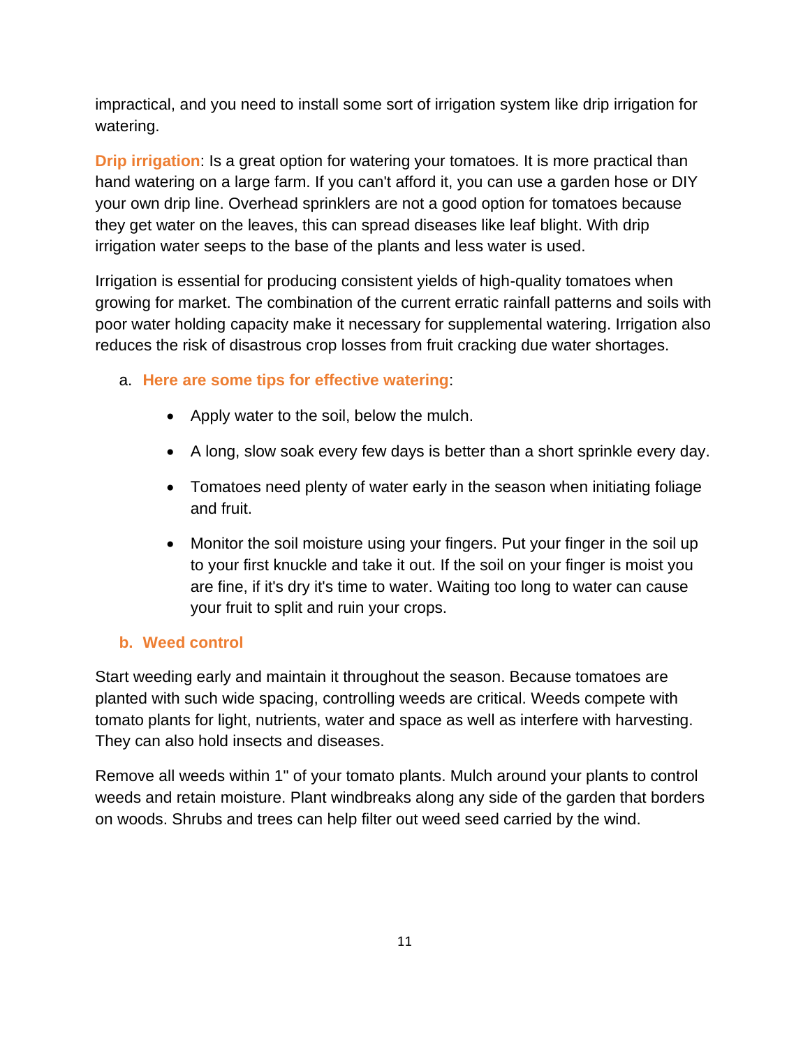impractical, and you need to install some sort of irrigation system like drip irrigation for watering.

**Drip irrigation**: Is a great option for watering your tomatoes. It is more practical than hand watering on a large farm. If you can't afford it, you can use a garden hose or DIY your own drip line. Overhead sprinklers are not a good option for tomatoes because they get water on the leaves, this can spread diseases like leaf blight. With drip irrigation water seeps to the base of the plants and less water is used.

Irrigation is essential for producing consistent yields of high-quality tomatoes when growing for market. The combination of the current erratic rainfall patterns and soils with poor water holding capacity make it necessary for supplemental watering. Irrigation also reduces the risk of disastrous crop losses from fruit cracking due water shortages.

a. **Here are some tips for effective watering**:

   - Apply water to the soil, below the mulch.
   - A long, slow soak every few days is better than a short sprinkle every day.
   - Tomatoes need plenty of water early in the season when initiating foliage and fruit.
   - Monitor the soil moisture using your fingers. Put your finger in the soil up to your first knuckle and take it out. If the soil on your finger is moist you are fine, if it's dry it's time to water. Waiting too long to water can cause your fruit to split and ruin your crops.

### b. Weed control

Start weeding early and maintain it throughout the season. Because tomatoes are planted with such wide spacing, controlling weeds are critical. Weeds compete with tomato plants for light, nutrients, water and space as well as interfere with harvesting. They can also hold insects and diseases.

Remove all weeds within 1" of your tomato plants. Mulch around your plants to control weeds and retain moisture. Plant windbreaks along any side of the garden that borders on woods. Shrubs and trees can help filter out weed seed carried by the wind.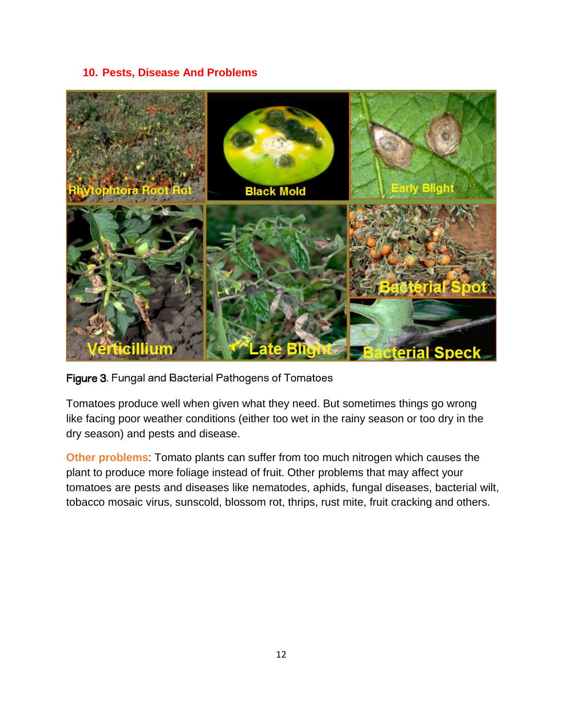## 10. Pests, Disease And Problems

Figure 3. Fungal and Bacterial Pathogens of Tomatoes

Tomatoes produce well when given what they need. But sometimes things go wrong like facing poor weather conditions (either too wet in the rainy season or too dry in the dry season) and pests and disease.

**Other problems**: Tomato plants can suffer from too much nitrogen which causes the plant to produce more foliage instead of fruit. Other problems that may affect your tomatoes are pests and diseases like nematodes, aphids, fungal diseases, bacterial wilt, tobacco mosaic virus, sunscold, blossom rot, thrips, rust mite, fruit cracking and others.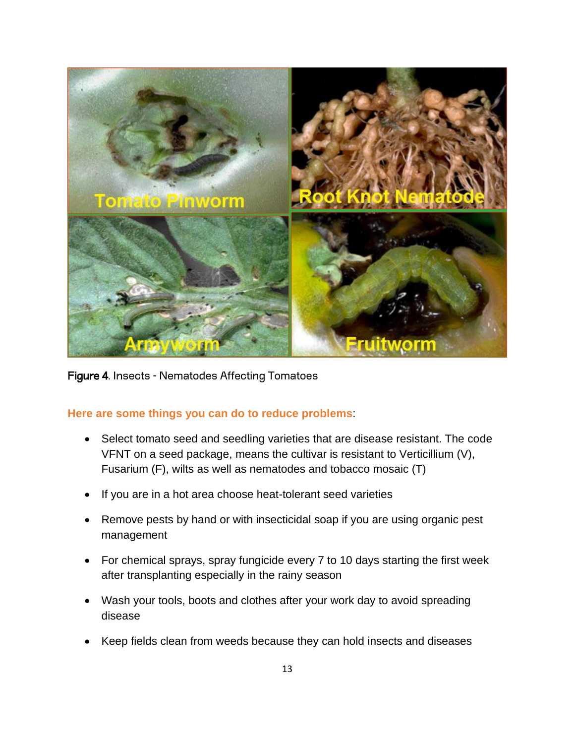**Figure 4**. Insects - Nematodes Affecting Tomatoes

**Here are some things you can do to reduce problems**:

- Select tomato seed and seedling varieties that are disease resistant. The code VFNT on a seed package, means the cultivar is resistant to Verticillium (V), Fusarium (F), wilts as well as nematodes and tobacco mosaic (T)
- If you are in a hot area choose heat-tolerant seed varieties
- Remove pests by hand or with insecticidal soap if you are using organic pest management
- For chemical sprays, spray fungicide every 7 to 10 days starting the first week after transplanting especially in the rainy season
- Wash your tools, boots and clothes after your work day to avoid spreading disease
- Keep fields clean from weeds because they can hold insects and diseases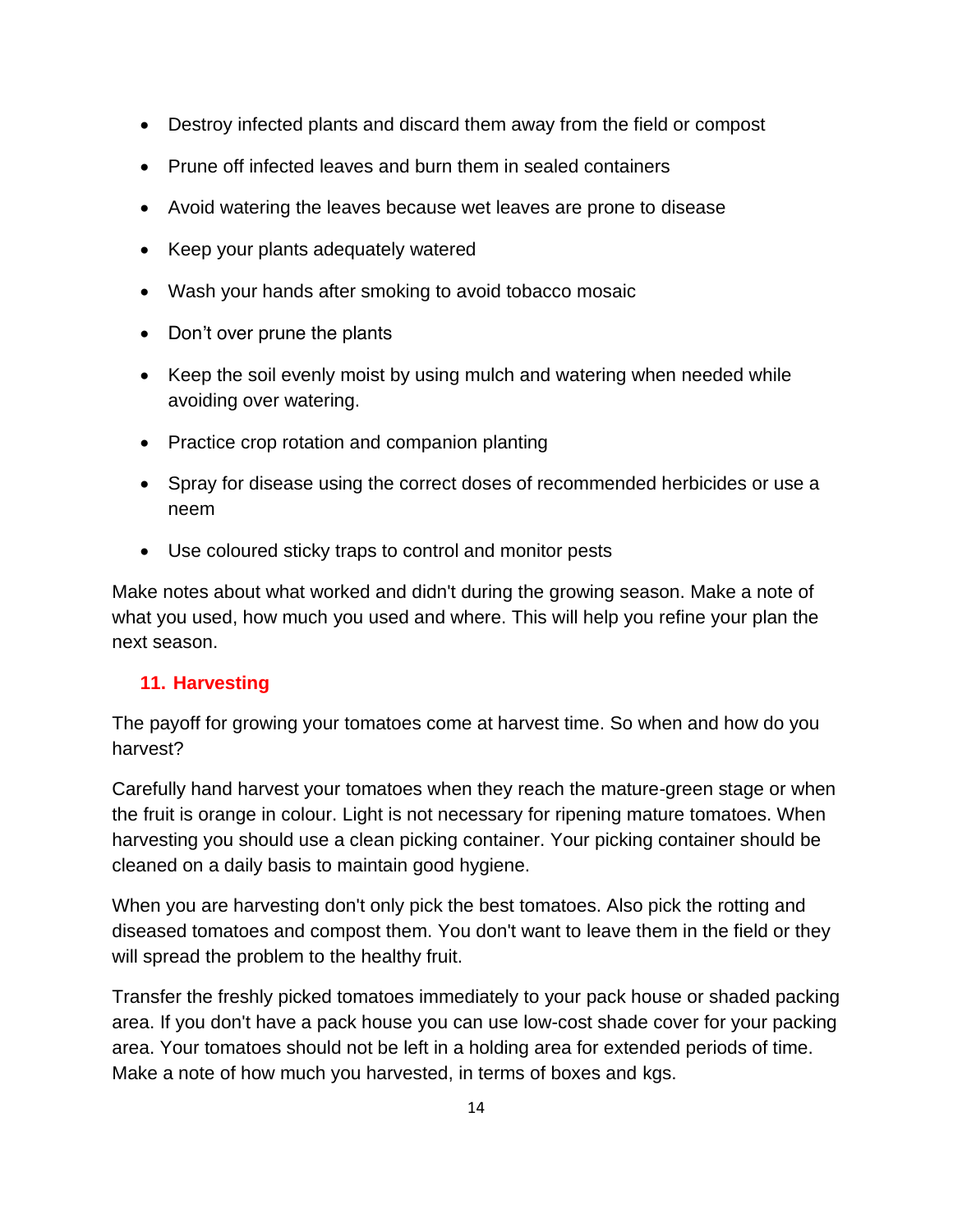- Destroy infected plants and discard them away from the field or compost
- Prune off infected leaves and burn them in sealed containers
- Avoid watering the leaves because wet leaves are prone to disease
- Keep your plants adequately watered
- Wash your hands after smoking to avoid tobacco mosaic
- Don't over prune the plants
- Keep the soil evenly moist by using mulch and watering when needed while avoiding over watering.
- Practice crop rotation and companion planting
- Spray for disease using the correct doses of recommended herbicides or use a neem
- Use coloured sticky traps to control and monitor pests

Make notes about what worked and didn't during the growing season. Make a note of what you used, how much you used and where. This will help you refine your plan the next season.

## 11. Harvesting

The payoff for growing your tomatoes come at harvest time. So when and how do you harvest?

Carefully hand harvest your tomatoes when they reach the mature-green stage or when the fruit is orange in colour. Light is not necessary for ripening mature tomatoes. When harvesting you should use a clean picking container. Your picking container should be cleaned on a daily basis to maintain good hygiene.

When you are harvesting don't only pick the best tomatoes. Also pick the rotting and diseased tomatoes and compost them. You don't want to leave them in the field or they will spread the problem to the healthy fruit.

Transfer the freshly picked tomatoes immediately to your pack house or shaded packing area. If you don't have a pack house you can use low-cost shade cover for your packing area. Your tomatoes should not be left in a holding area for extended periods of time. Make a note of how much you harvested, in terms of boxes and kgs.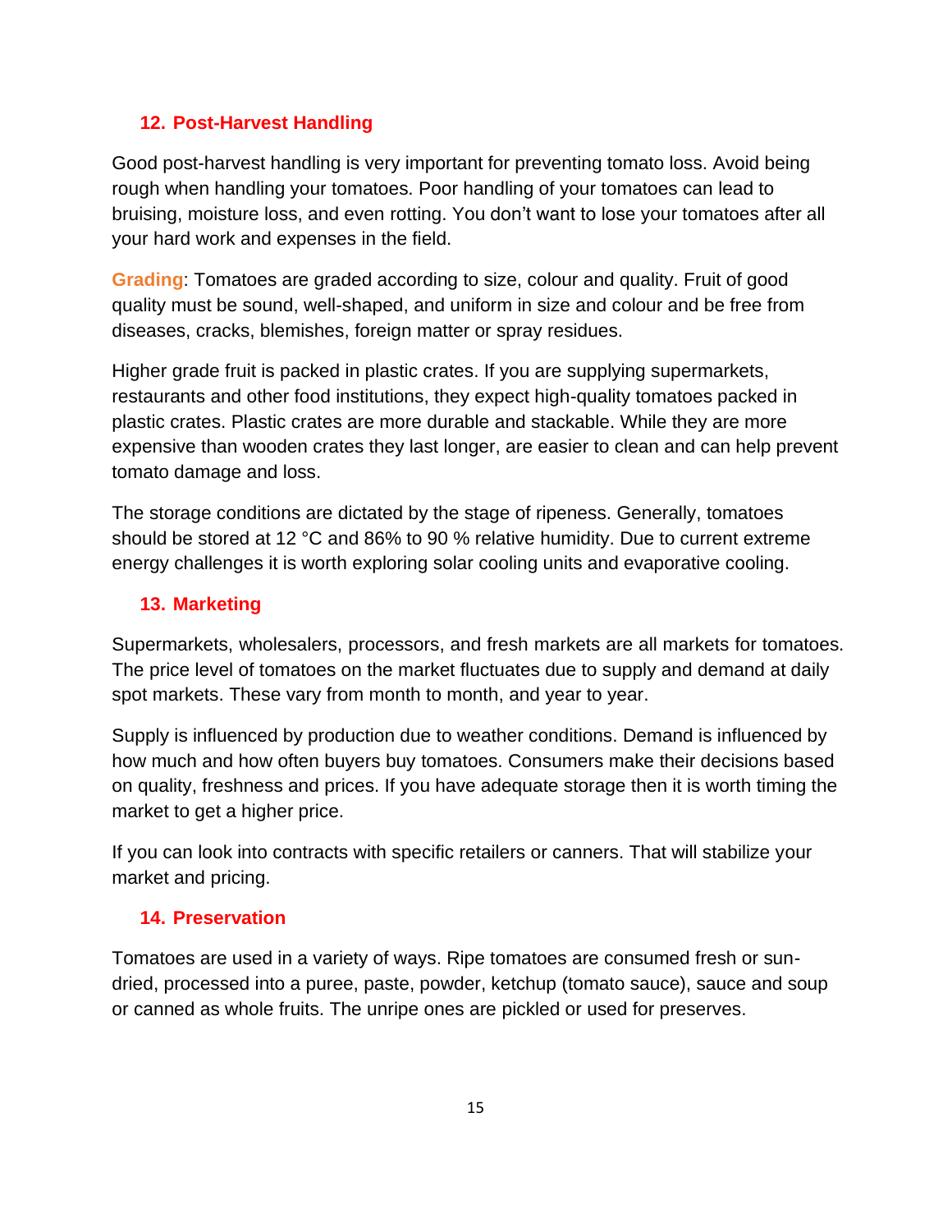## 12. Post-Harvest Handling

Good post-harvest handling is very important for preventing tomato loss. Avoid being rough when handling your tomatoes. Poor handling of your tomatoes can lead to bruising, moisture loss, and even rotting. You don't want to lose your tomatoes after all your hard work and expenses in the field.

**Grading**: Tomatoes are graded according to size, colour and quality. Fruit of good quality must be sound, well-shaped, and uniform in size and colour and be free from diseases, cracks, blemishes, foreign matter or spray residues.

Higher grade fruit is packed in plastic crates. If you are supplying supermarkets, restaurants and other food institutions, they expect high-quality tomatoes packed in plastic crates. Plastic crates are more durable and stackable. While they are more expensive than wooden crates they last longer, are easier to clean and can help prevent tomato damage and loss.

The storage conditions are dictated by the stage of ripeness. Generally, tomatoes should be stored at 12 °C and 86% to 90 % relative humidity. Due to current extreme energy challenges it is worth exploring solar cooling units and evaporative cooling.

## 13. Marketing

Supermarkets, wholesalers, processors, and fresh markets are all markets for tomatoes. The price level of tomatoes on the market fluctuates due to supply and demand at daily spot markets. These vary from month to month, and year to year.

Supply is influenced by production due to weather conditions. Demand is influenced by how much and how often buyers buy tomatoes. Consumers make their decisions based on quality, freshness and prices. If you have adequate storage then it is worth timing the market to get a higher price.

If you can look into contracts with specific retailers or canners. That will stabilize your market and pricing.

## 14. Preservation

Tomatoes are used in a variety of ways. Ripe tomatoes are consumed fresh or sun-dried, processed into a puree, paste, powder, ketchup (tomato sauce), sauce and soup or canned as whole fruits. The unripe ones are pickled or used for preserves.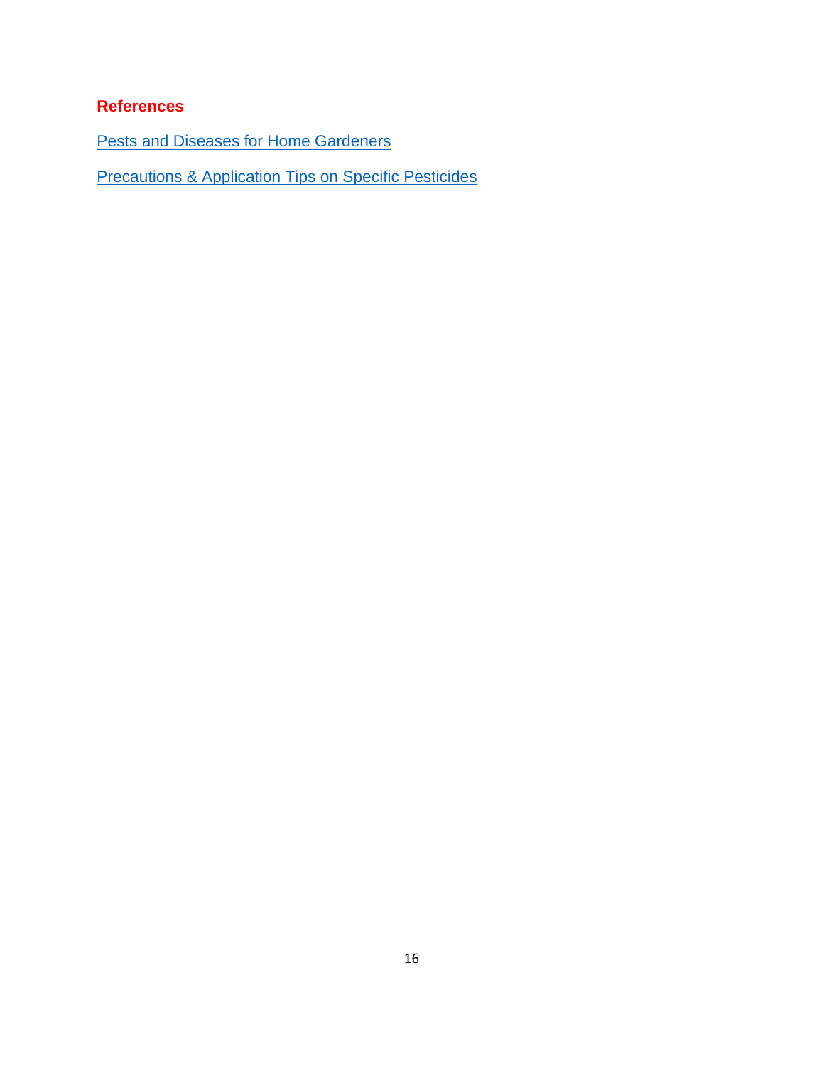## References

Pests and Diseases for Home Gardeners

Precautions & Application Tips on Specific Pesticides